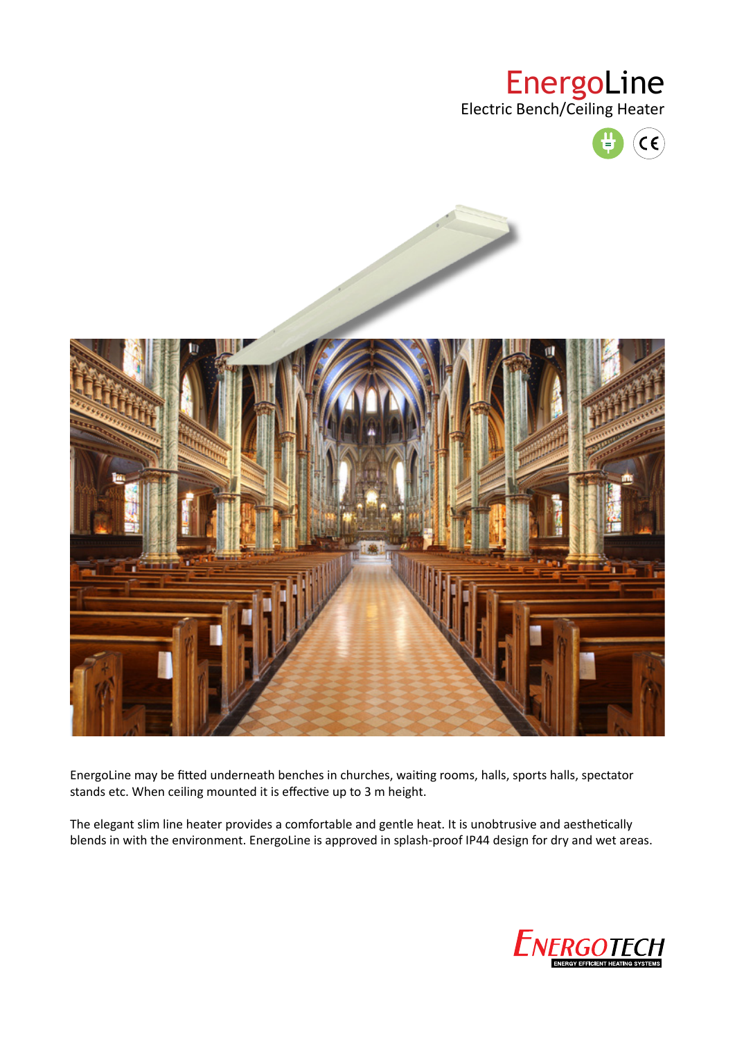# EnergoLine

Electric Bench/Ceiling Heater

EnergoLine may be fitted underneath benches in churches, waiting rooms, halls, sports halls, spectator stands etc. When ceiling mounted it is effective up to 3 m height.

The elegant slim line heater provides a comfortable and gentle heat. It is unobtrusive and aesthetically blends in with the environment. EnergoLine is approved in splash-proof IP44 design for dry and wet areas.

ENERGOTECH

ENERGY EFFICIENT HEATING SYSTEMS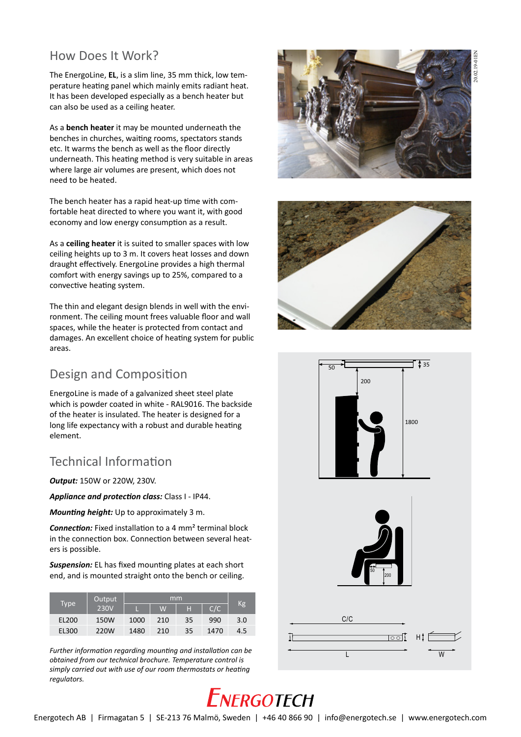## How Does It Work?

The EnergoLine, **EL**, is a slim line, 35 mm thick, low temperature heating panel which mainly emits radiant heat. It has been developed especially as a bench heater but can also be used as a ceiling heater.

As a **bench heater** it may be mounted underneath the benches in churches, waiting rooms, spectators stands etc. It warms the bench as well as the floor directly underneath. This heating method is very suitable in areas where large air volumes are present, which does not need to be heated.

The bench heater has a rapid heat-up time with comfortable heat directed to where you want it, with good economy and low energy consumption as a result.

As a **ceiling heater** it is suited to smaller spaces with low ceiling heights up to 3 m. It covers heat losses and down draught effectively. EnergoLine provides a high thermal comfort with energy savings up to 25%, compared to a convective heating system.

The thin and elegant design blends in well with the environment. The ceiling mount frees valuable floor and wall spaces, while the heater is protected from contact and damages. An excellent choice of heating system for public areas.

## Design and Composition

EnergoLine is made of a galvanized sheet steel plate which is powder coated in white - RAL9016. The backside of the heater is insulated. The heater is designed for a long life expectancy with a robust and durable heating element.

## Technical Information

***Output:*** 150W or 220W, 230V.

***Appliance and protection class:*** Class I - IP44.

***Mounting height:*** Up to approximately 3 m.

***Connection:*** Fixed installation to a 4 mm² terminal block in the connection box. Connection between several heaters is possible.

***Suspension:*** EL has fixed mounting plates at each short end, and is mounted straight onto the bench or ceiling.

| Type | Output 230V | mm | | | | Kg |
|---|---|---|---|---|---|---|
| | | L | W | H | C/C | |
| EL200 | 150W | 1000 | 210 | 35 | 990 | 3.0 |
| EL300 | 220W | 1480 | 210 | 35 | 1470 | 4.5 |

*Further information regarding mounting and installation can be obtained from our technical brochure. Temperature control is simply carried out with use of our room thermostats or heating regulators.*

50
35
200
1800

50
200

C/C
H
L
W

Energotech AB | Firmagatan 5 | SE-213 76 Malmö, Sweden | +46 40 866 90 | info@energotech.se | www.energotech.com